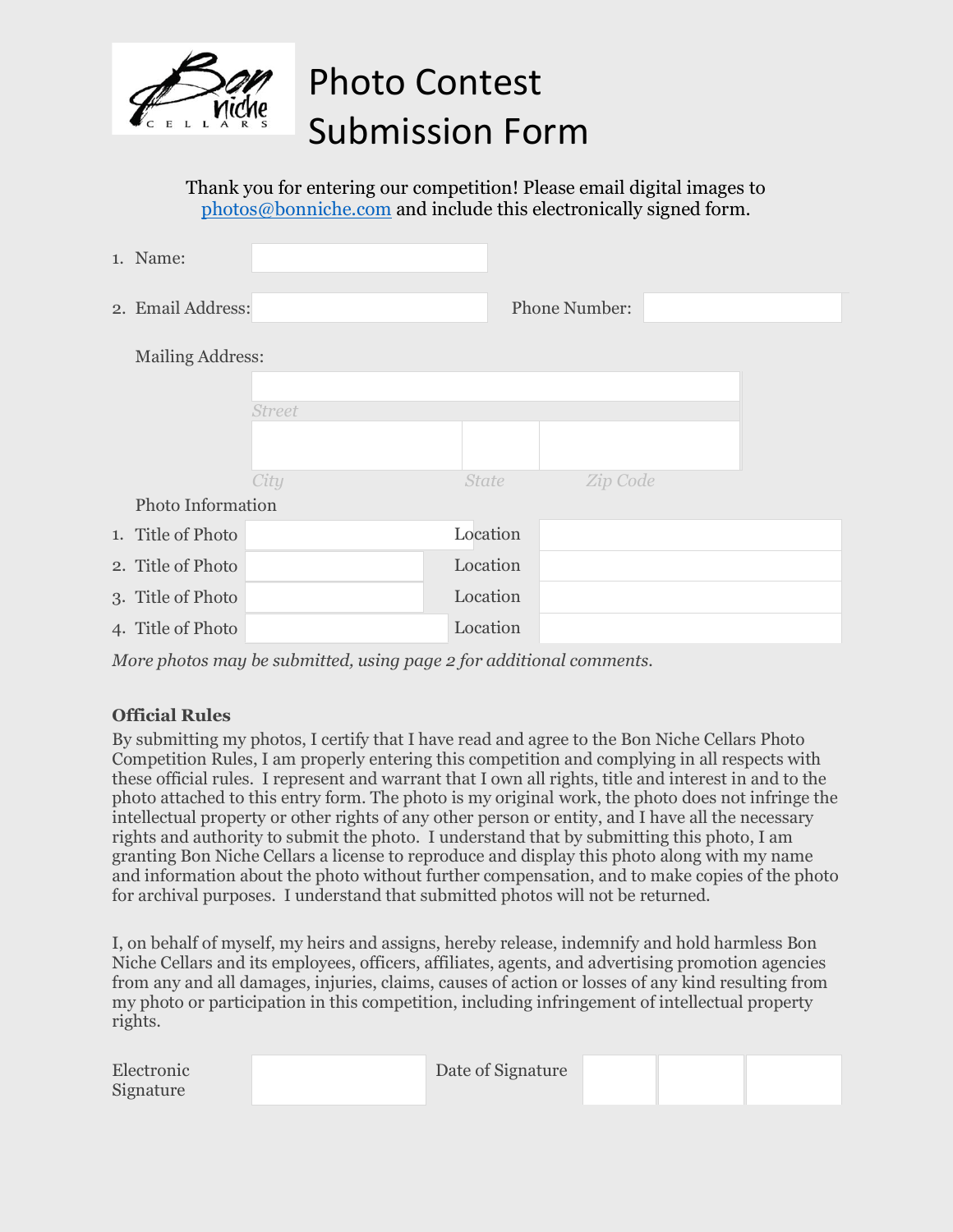# Photo Contest Submission Form

Thank you for entering our competition! Please email digital images to photos@bonniche.com and include this electronically signed form.

1. Name:

2. Email Address: Phone Number:

Mailing Address:

*Street*

*City* *State* *Zip Code*

Photo Information

| | | |
|---|---|---|
| 1. Title of Photo | Location | |
| 2. Title of Photo | Location | |
| 3. Title of Photo | Location | |
| 4. Title of Photo | Location | |

*More photos may be submitted, using page 2 for additional comments.*

**Official Rules**

By submitting my photos, I certify that I have read and agree to the Bon Niche Cellars Photo Competition Rules, I am properly entering this competition and complying in all respects with these official rules. I represent and warrant that I own all rights, title and interest in and to the photo attached to this entry form. The photo is my original work, the photo does not infringe the intellectual property or other rights of any other person or entity, and I have all the necessary rights and authority to submit the photo. I understand that by submitting this photo, I am granting Bon Niche Cellars a license to reproduce and display this photo along with my name and information about the photo without further compensation, and to make copies of the photo for archival purposes. I understand that submitted photos will not be returned.

I, on behalf of myself, my heirs and assigns, hereby release, indemnify and hold harmless Bon Niche Cellars and its employees, officers, affiliates, agents, and advertising promotion agencies from any and all damages, injuries, claims, causes of action or losses of any kind resulting from my photo or participation in this competition, including infringement of intellectual property rights.

Electronic Signature Date of Signature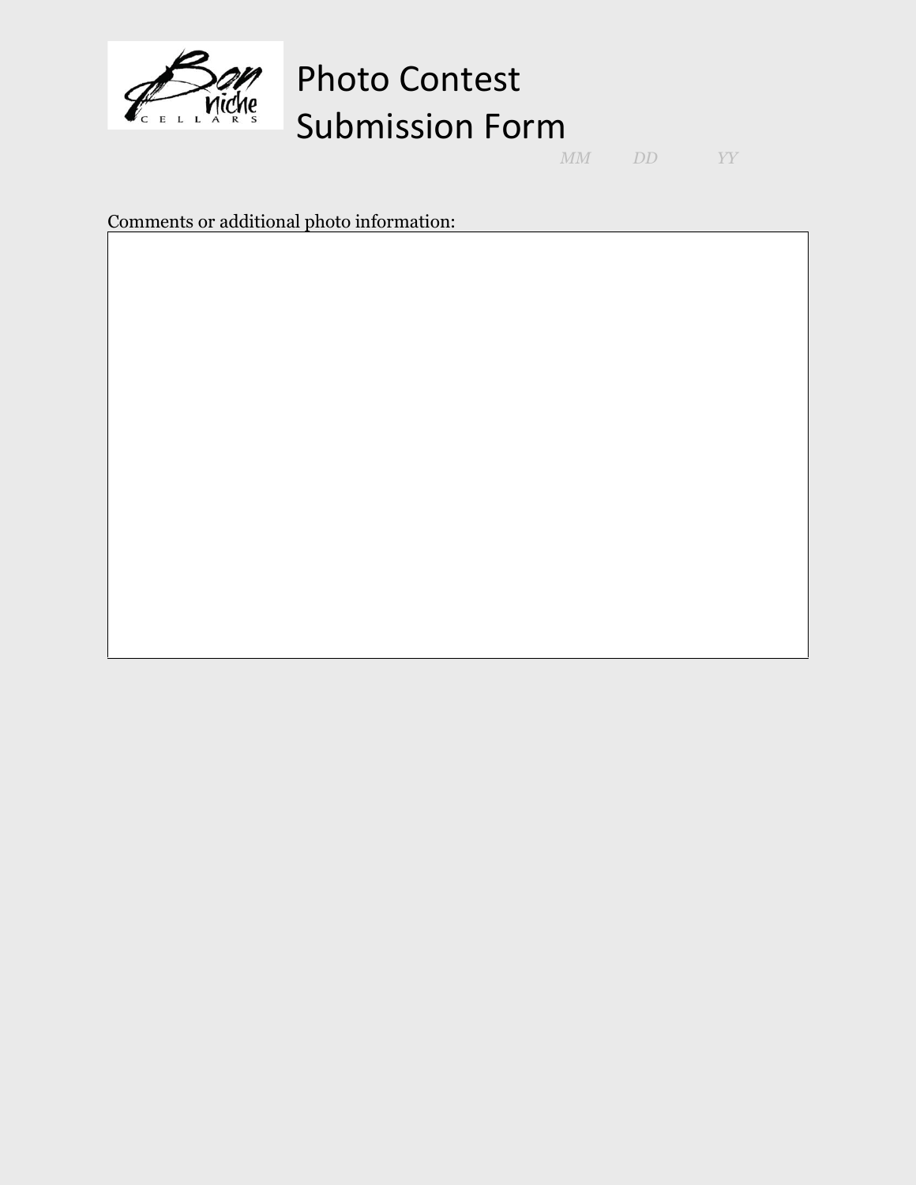# Photo Contest Submission Form

*MM* *DD* *YY*

Comments or additional photo information: